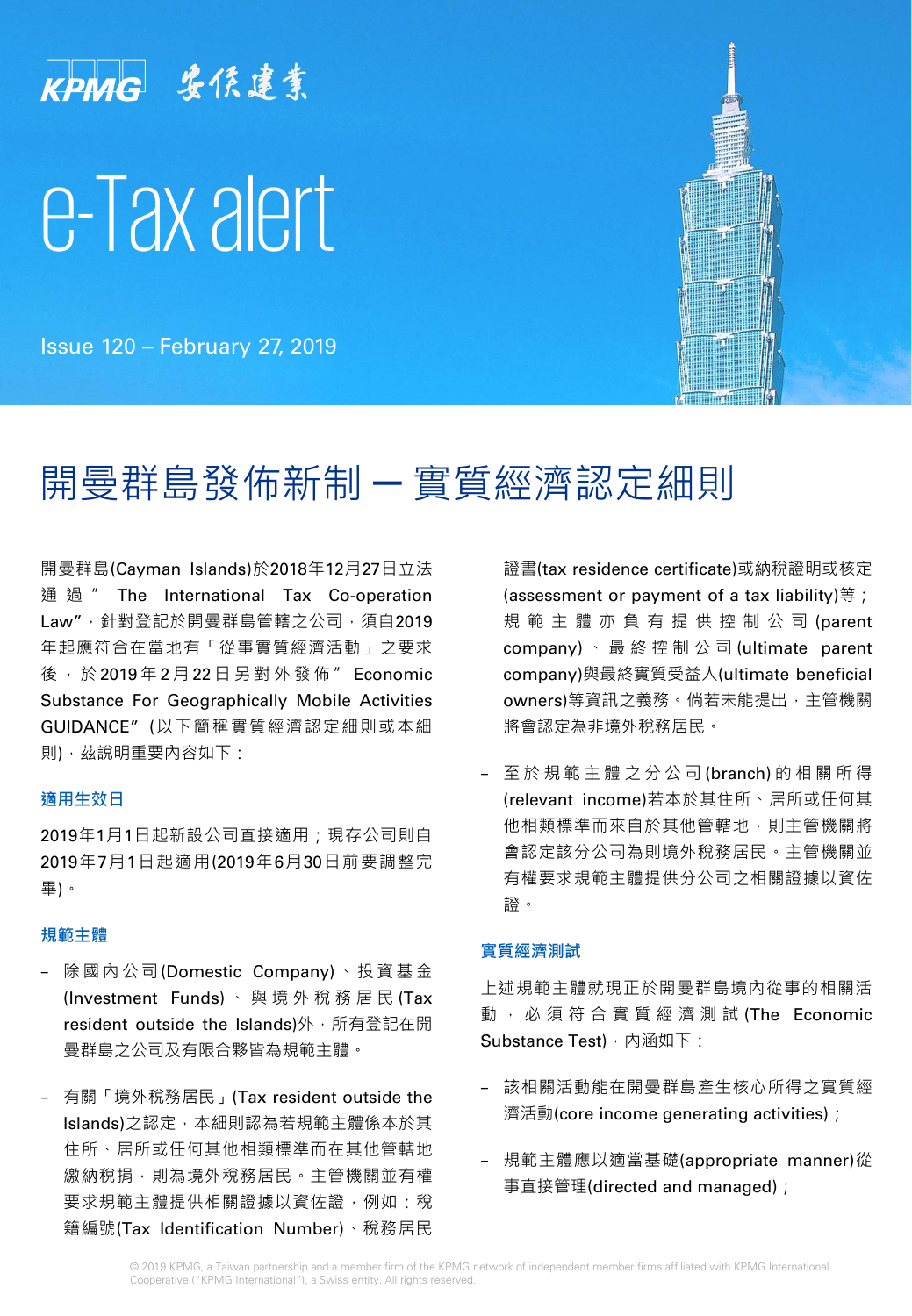KPMG 安侯建業

# e-Tax alert

Issue 120 – February 27, 2019

# 開曼群島發佈新制－實質經濟認定細則

開曼群島(Cayman Islands)於2018年12月27日立法通過" The International Tax Co-operation Law"，針對登記於開曼群島管轄之公司，須自2019年起應符合在當地有「從事實質經濟活動」之要求後，於2019年2月22日另對外發佈" Economic Substance For Geographically Mobile Activities GUIDANCE" (以下簡稱實質經濟認定細則或本細則)，茲說明重要內容如下：

### 適用生效日

2019年1月1日起新設公司直接適用；現存公司則自2019年7月1日起適用(2019年6月30日前要調整完畢)。

### 規範主體

- 除國內公司(Domestic Company)、投資基金(Investment Funds)、與境外稅務居民(Tax resident outside the Islands)外，所有登記在開曼群島之公司及有限合夥皆為規範主體。

- 有關「境外稅務居民」(Tax resident outside the Islands)之認定，本細則認為若規範主體係本於其住所、居所或任何其他相類標準而在其他管轄地繳納稅捐，則為境外稅務居民。主管機關並有權要求規範主體提供相關證據以資佐證，例如：稅籍編號(Tax Identification Number)、稅務居民證書(tax residence certificate)或納稅證明或核定(assessment or payment of a tax liability)等；規範主體亦負有提供控制公司(parent company)、最終控制公司(ultimate parent company)與最終實質受益人(ultimate beneficial owners)等資訊之義務。倘若未能提出，主管機關將會認定為非境外稅務居民。

- 至於規範主體之分公司(branch)的相關所得(relevant income)若本於其住所、居所或任何其他相類標準而來自於其他管轄地，則主管機關將會認定該分公司為則境外稅務居民。主管機關並有權要求規範主體提供分公司之相關證據以資佐證。

### 實質經濟測試

上述規範主體就現正於開曼群島境內從事的相關活動，必須符合實質經濟測試(The Economic Substance Test)，內涵如下：

- 該相關活動能在開曼群島產生核心所得之實質經濟活動(core income generating activities)；

- 規範主體應以適當基礎(appropriate manner)從事直接管理(directed and managed)；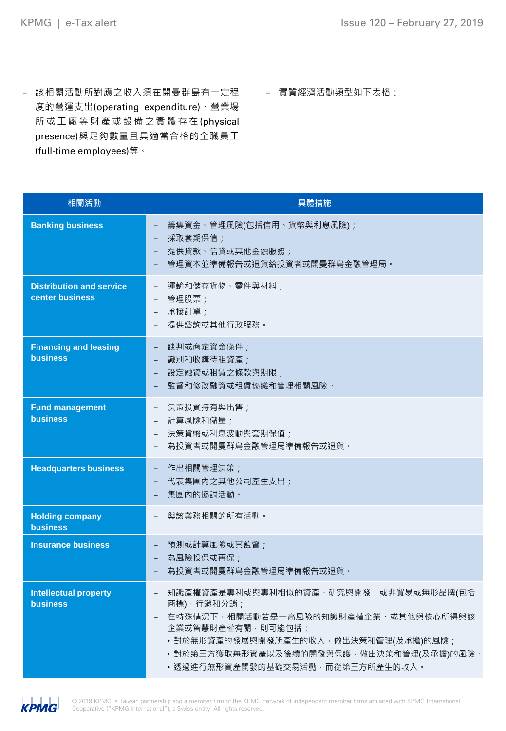- 該相關活動所對應之收入須在開曼群島有一定程度的營運支出(operating expenditure)、營業場所或工廠等財產或設備之實體存在(physical presence)與足夠數量且具適當合格的全職員工(full-time employees)等。

- 實質經濟活動類型如下表格：

| 相關活動 | 具體措施 |
|---|---|
| **Banking business** | – 籌集資金、管理風險(包括信用、貨幣與利息風險)；<br>– 採取套期保值；<br>– 提供貸款、信貸或其他金融服務；<br>– 管理資本並準備報告或退貨給投資者或開曼群島金融管理局。 |
| **Distribution and service center business** | – 運輸和儲存貨物、零件與材料；<br>– 管理股票；<br>– 承接訂單；<br>– 提供諮詢或其他行政服務。 |
| **Financing and leasing business** | – 談判或商定資金條件；<br>– 識別和收購待租資產；<br>– 設定融資或租賃之條款與期限；<br>– 監督和修改融資或租賃協議和管理相關風險。 |
| **Fund management business** | – 決策投資持有與出售；<br>– 計算風險和儲量；<br>– 決策貨幣或利息波動與套期保值；<br>– 為投資者或開曼群島金融管理局準備報告或退貨。 |
| **Headquarters business** | – 作出相關管理決策；<br>– 代表集團內之其他公司產生支出；<br>– 集團內的協調活動。 |
| **Holding company business** | – 與該業務相關的所有活動。 |
| **Insurance business** | – 預測或計算風險或其監督；<br>– 為風險投保或再保；<br>– 為投資者或開曼群島金融管理局準備報告或退貨。 |
| **Intellectual property business** | – 知識產權資產是專利或與專利相似的資產、研究與開發，或非貿易或無形品牌(包括商標)，行銷和分銷；<br>– 在特殊情況下，相關活動若是一高風險的知識財產權企業、或其他與核心所得與該企業或智慧財產權有關，則可能包括：<br>• 對於無形資產的發展與開發所產生的收入，做出決策和管理(及承擔)的風險；<br>• 對於第三方獲取無形資產以及後續的開發與保護，做出決策和管理(及承擔)的風險。<br>• 透過進行無形資產開發的基礎交易活動，而從第三方所產生的收入。 |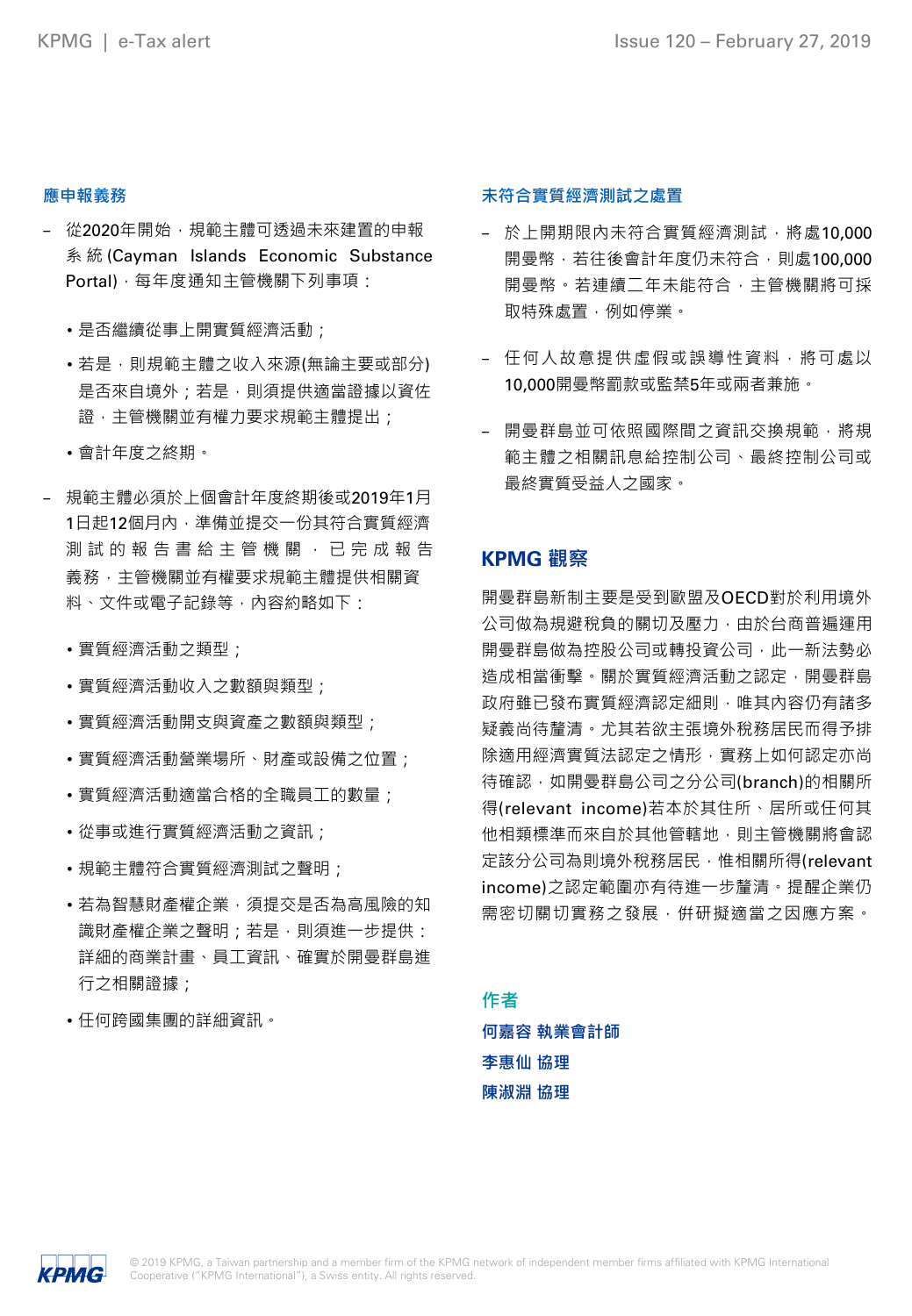## 應申報義務

- 從2020年開始，規範主體可透過未來建置的申報系統(Cayman Islands Economic Substance Portal)，每年度通知主管機關下列事項：

  - 是否繼續從事上開實質經濟活動；
  - 若是，則規範主體之收入來源(無論主要或部分)是否來自境外；若是，則須提供適當證據以資佐證，主管機關並有權力要求規範主體提出；
  - 會計年度之終期。

- 規範主體必須於上個會計年度終期後或2019年1月1日起12個月內，準備並提交一份其符合實質經濟測試的報告書給主管機關，已完成報告義務，主管機關並有權要求規範主體提供相關資料、文件或電子記錄等，內容約略如下：

  - 實質經濟活動之類型；
  - 實質經濟活動收入之數額與類型；
  - 實質經濟活動開支與資產之數額與類型；
  - 實質經濟活動營業場所、財產或設備之位置；
  - 實質經濟活動適當合格的全職員工的數量；
  - 從事或進行實質經濟活動之資訊；
  - 規範主體符合實質經濟測試之聲明；
  - 若為智慧財產權企業，須提交是否為高風險的知識財產權企業之聲明；若是，則須進一步提供：詳細的商業計畫、員工資訊、確實於開曼群島進行之相關證據；
  - 任何跨國集團的詳細資訊。

## 未符合實質經濟測試之處置

- 於上開期限內未符合實質經濟測試，將處10,000開曼幣，若往後會計年度仍未符合，則處100,000開曼幣。若連續二年未能符合，主管機關將可採取特殊處置，例如停業。

- 任何人故意提供虛假或誤導性資料，將可處以10,000開曼幣罰款或監禁5年或兩者兼施。

- 開曼群島並可依照國際間之資訊交換規範，將規範主體之相關訊息給控制公司、最終控制公司或最終實質受益人之國家。

## KPMG 觀察

開曼群島新制主要是受到歐盟及OECD對於利用境外公司做為規避稅負的關切及壓力，由於台商普遍運用開曼群島做為控股公司或轉投資公司，此一新法勢必造成相當衝擊。關於實質經濟活動之認定，開曼群島政府雖已發布實質經濟認定細則，唯其內容仍有諸多疑義尚待釐清。尤其若欲主張境外稅務居民而得予排除適用經濟實質法認定之情形，實務上如何認定亦尚待確認，如開曼群島公司之分公司(branch)的相關所得(relevant income)若本於其住所、居所或任何其他相類標準而來自於其他管轄地，則主管機關將會認定該分公司為則境外稅務居民，惟相關所得(relevant income)之認定範圍亦有待進一步釐清。提醒企業仍需密切關切實務之發展，併研擬適當之因應方案。

## 作者

**何嘉容 執業會計師**

**李惠仙 協理**

**陳淑淵 協理**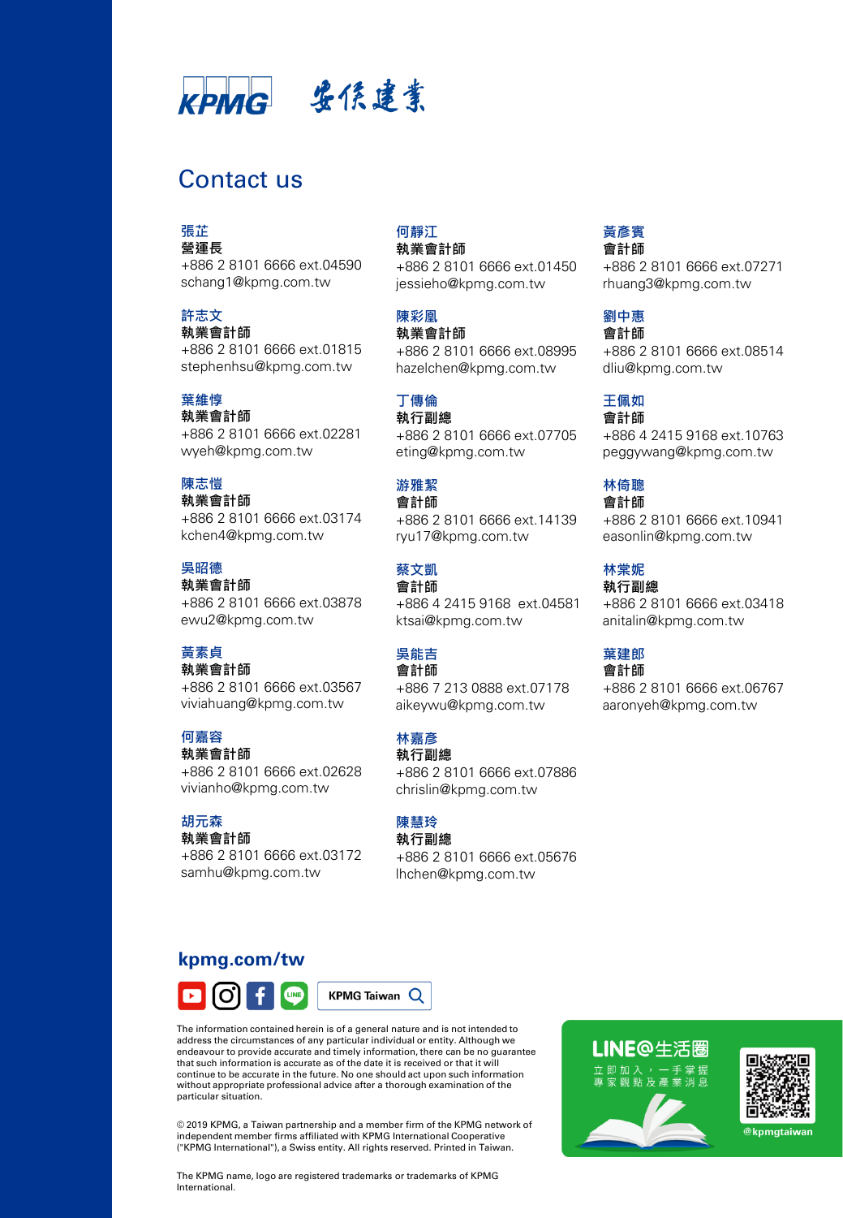KPMG 安侯建業

## Contact us

**張芷**
營運長
+886 2 8101 6666 ext.04590
schang1@kpmg.com.tw

**許志文**
執業會計師
+886 2 8101 6666 ext.01815
stephenhsu@kpmg.com.tw

**葉維惇**
執業會計師
+886 2 8101 6666 ext.02281
wyeh@kpmg.com.tw

**陳志愷**
執業會計師
+886 2 8101 6666 ext.03174
kchen4@kpmg.com.tw

**吳昭德**
執業會計師
+886 2 8101 6666 ext.03878
ewu2@kpmg.com.tw

**黃素貞**
執業會計師
+886 2 8101 6666 ext.03567
viviahuang@kpmg.com.tw

**何嘉容**
執業會計師
+886 2 8101 6666 ext.02628
vivianho@kpmg.com.tw

**胡元森**
執業會計師
+886 2 8101 6666 ext.03172
samhu@kpmg.com.tw

**何靜江**
執業會計師
+886 2 8101 6666 ext.01450
jessieho@kpmg.com.tw

**陳彩凰**
執業會計師
+886 2 8101 6666 ext.08995
hazelchen@kpmg.com.tw

**丁傳倫**
執行副總
+886 2 8101 6666 ext.07705
eting@kpmg.com.tw

**游雅絜**
會計師
+886 2 8101 6666 ext.14139
ryu17@kpmg.com.tw

**蔡文凱**
會計師
+886 4 2415 9168 ext.04581
ktsai@kpmg.com.tw

**吳能吉**
會計師
+886 7 213 0888 ext.07178
aikeyvwu@kpmg.com.tw

**林嘉彥**
執行副總
+886 2 8101 6666 ext.07886
chrislin@kpmg.com.tw

**陳慧玲**
執行副總
+886 2 8101 6666 ext.05676
lhchen@kpmg.com.tw

**黃彥賓**
會計師
+886 2 8101 6666 ext.07271
rhuang3@kpmg.com.tw

**劉中惠**
會計師
+886 2 8101 6666 ext.08514
dliu@kpmg.com.tw

**王佩如**
會計師
+886 4 2415 9168 ext.10763
peggywang@kpmg.com.tw

**林倚聰**
會計師
+886 2 8101 6666 ext.10941
easonlin@kpmg.com.tw

**林棠妮**
執行副總
+886 2 8101 6666 ext.03418
anitalin@kpmg.com.tw

**葉建郎**
會計師
+886 2 8101 6666 ext.06767
aaronyeh@kpmg.com.tw

**kpmg.com/tw**

KPMG Taiwan

The information contained herein is of a general nature and is not intended to address the circumstances of any particular individual or entity. Although we endeavour to provide accurate and timely information, there can be no guarantee that such information is accurate as of the date it is received or that it will continue to be accurate in the future. No one should act upon such information without appropriate professional advice after a thorough examination of the particular situation.

© 2019 KPMG, a Taiwan partnership and a member firm of the KPMG network of independent member firms affiliated with KPMG International Cooperative ("KPMG International"), a Swiss entity. All rights reserved. Printed in Taiwan.

The KPMG name, logo are registered trademarks or trademarks of KPMG International.

LINE@生活圈
立即加入，一手掌握
專家觀點及產業消息
@kpmgtaiwan